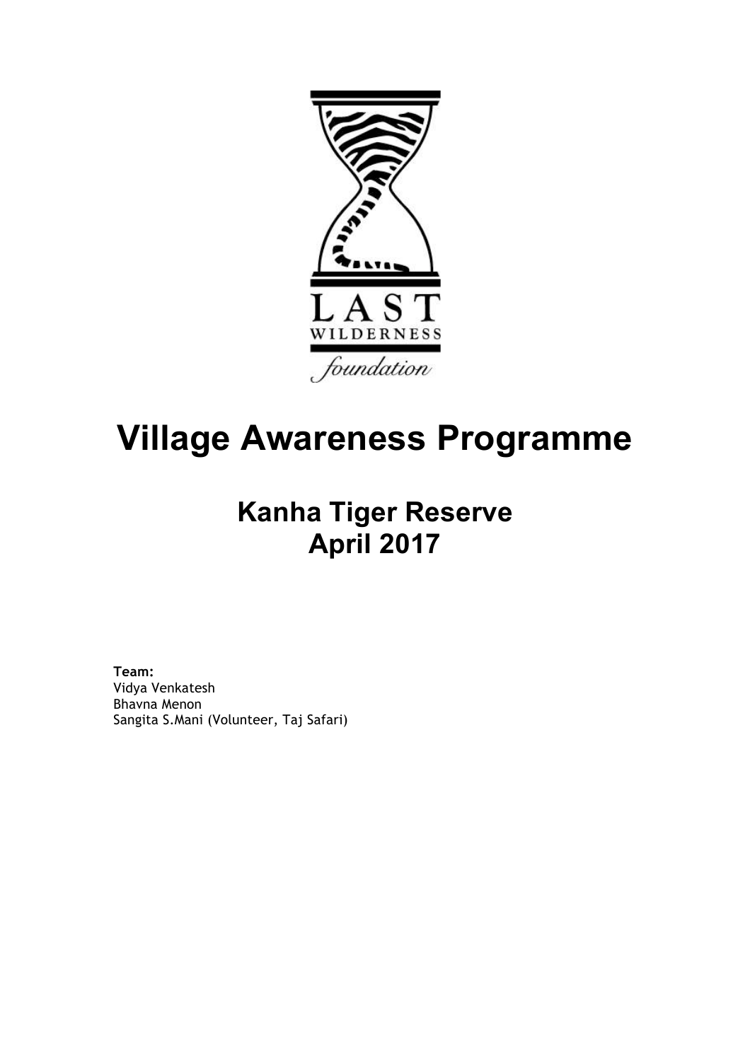LAST WILDERNESS *foundation*

# Village Awareness Programme

## Kanha Tiger Reserve
## April 2017

**Team:**
Vidya Venkatesh
Bhavna Menon
Sangita S.Mani (Volunteer, Taj Safari)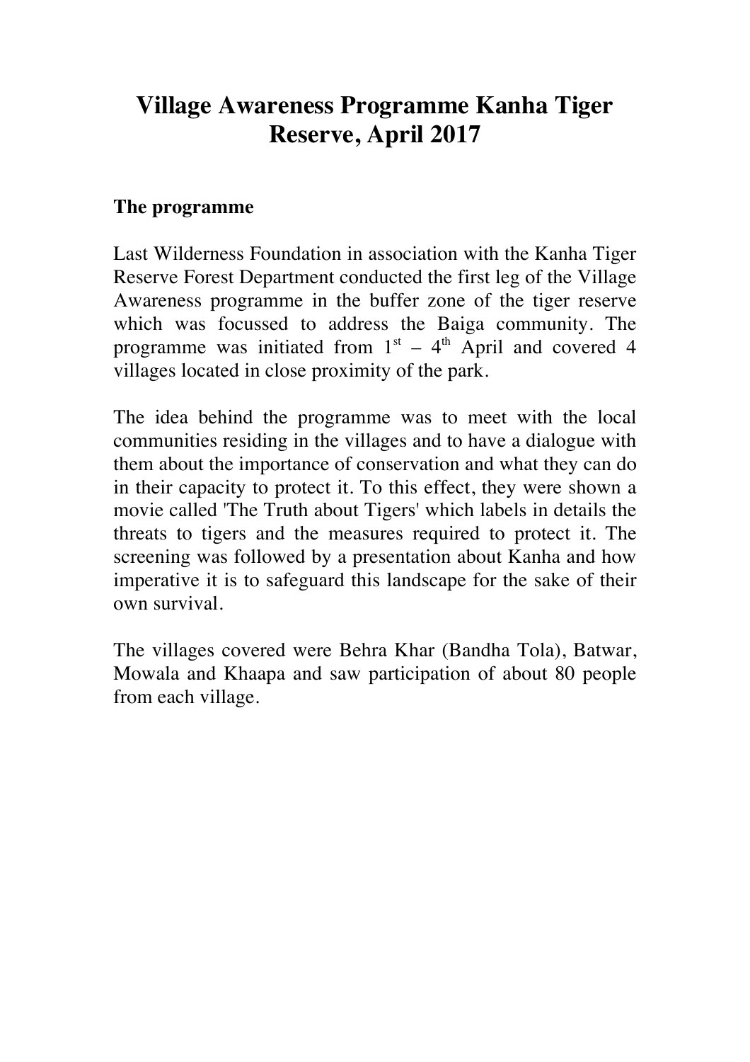# Village Awareness Programme Kanha Tiger Reserve, April 2017

## The programme

Last Wilderness Foundation in association with the Kanha Tiger Reserve Forest Department conducted the first leg of the Village Awareness programme in the buffer zone of the tiger reserve which was focussed to address the Baiga community. The programme was initiated from 1st – 4th April and covered 4 villages located in close proximity of the park.

The idea behind the programme was to meet with the local communities residing in the villages and to have a dialogue with them about the importance of conservation and what they can do in their capacity to protect it. To this effect, they were shown a movie called 'The Truth about Tigers' which labels in details the threats to tigers and the measures required to protect it. The screening was followed by a presentation about Kanha and how imperative it is to safeguard this landscape for the sake of their own survival.

The villages covered were Behra Khar (Bandha Tola), Batwar, Mowala and Khaapa and saw participation of about 80 people from each village.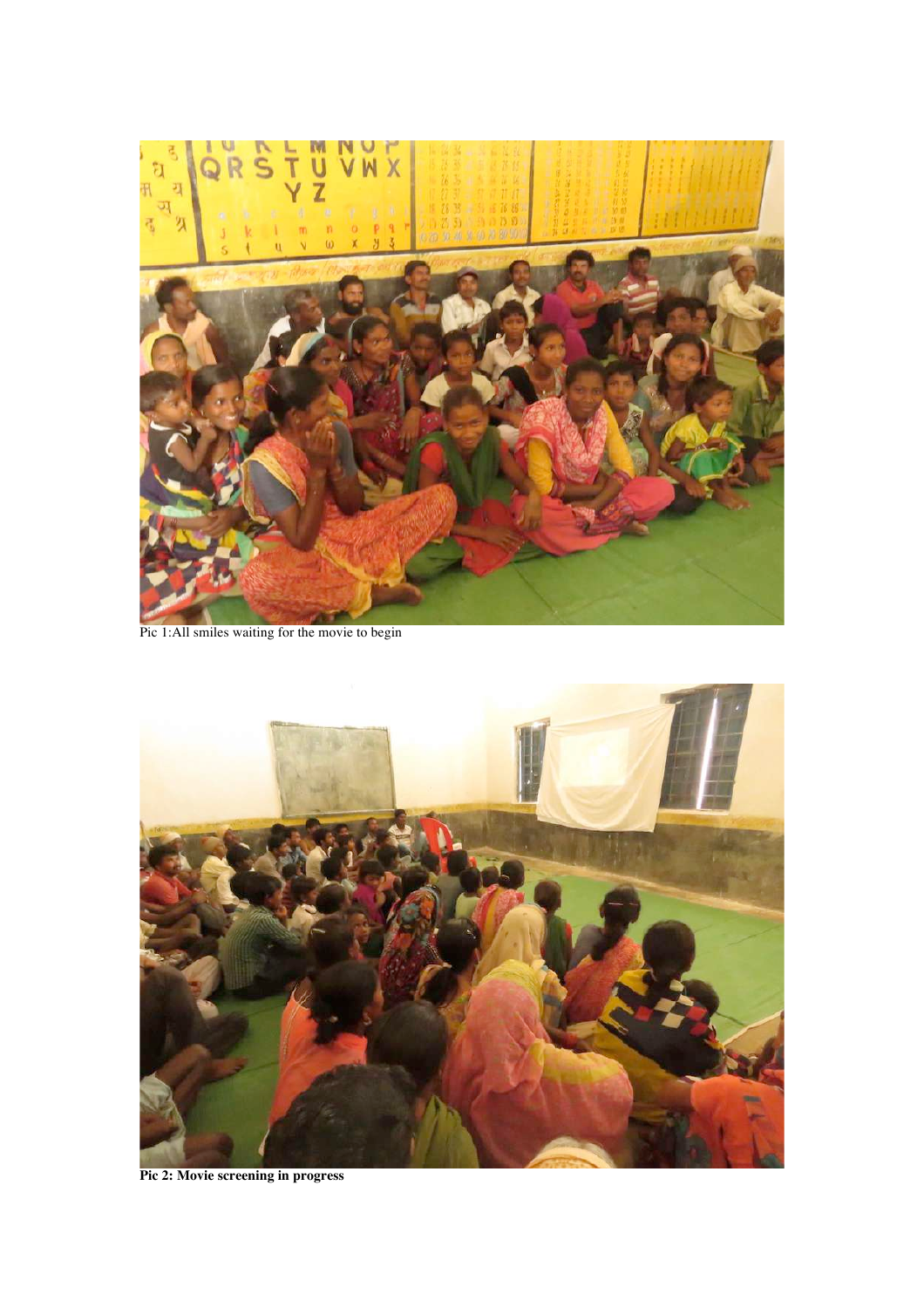Pic 1:All smiles waiting for the movie to begin

**Pic 2: Movie screening in progress**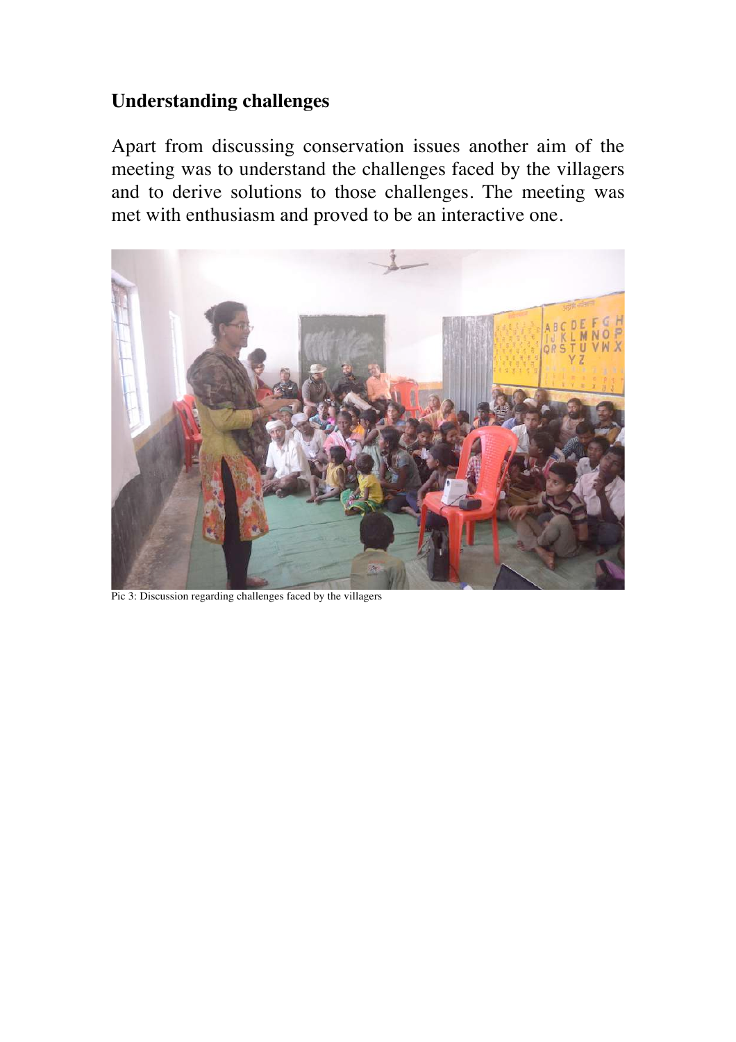## Understanding challenges

Apart from discussing conservation issues another aim of the meeting was to understand the challenges faced by the villagers and to derive solutions to those challenges. The meeting was met with enthusiasm and proved to be an interactive one.

Pic 3: Discussion regarding challenges faced by the villagers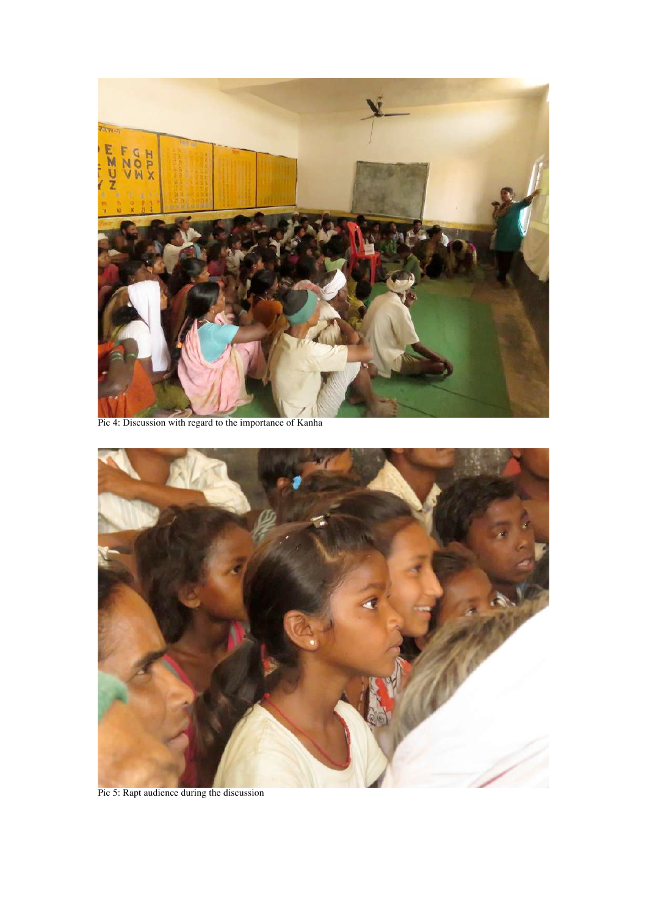Pic 4: Discussion with regard to the importance of Kanha

Pic 5: Rapt audience during the discussion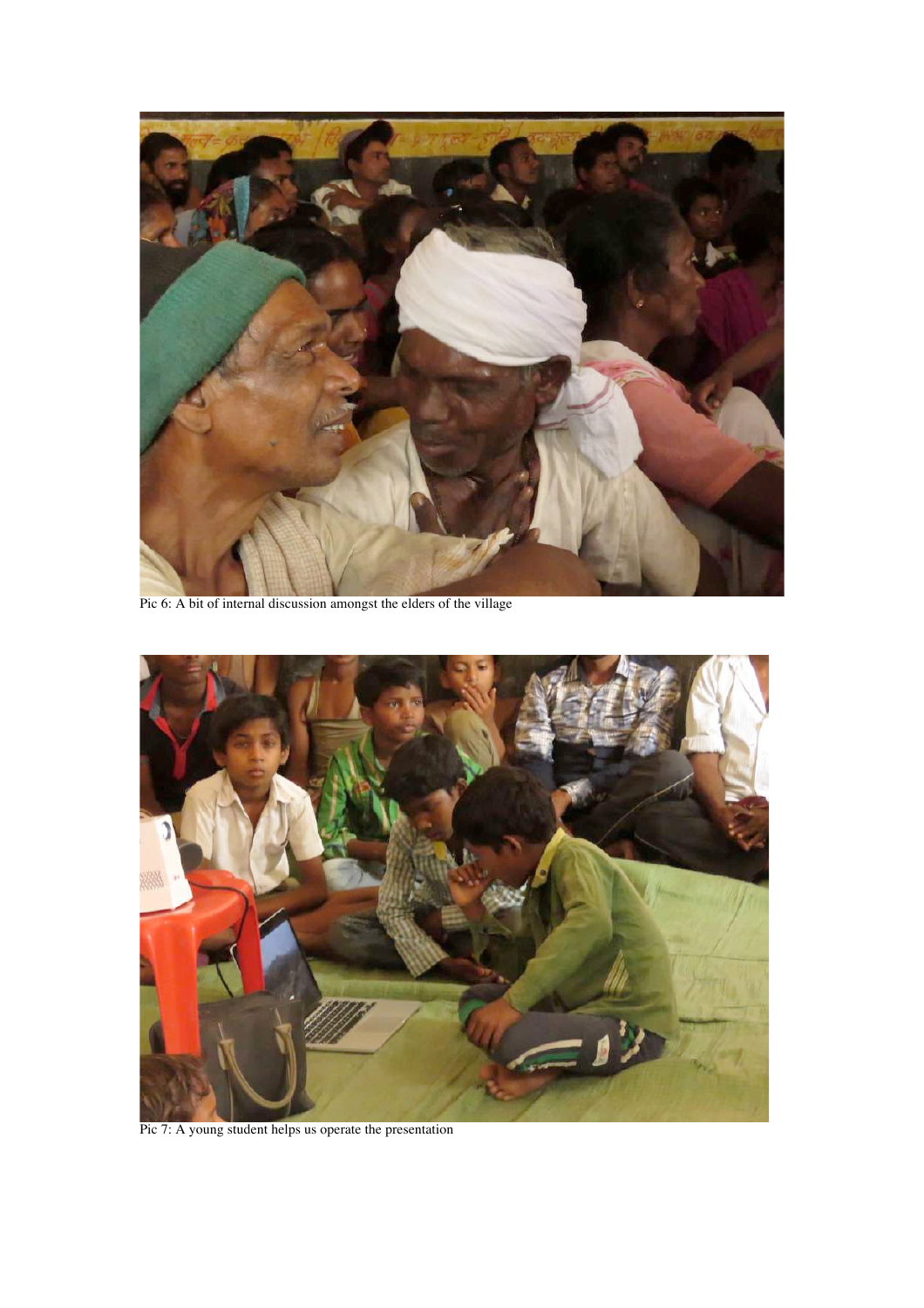Pic 6: A bit of internal discussion amongst the elders of the village

Pic 7: A young student helps us operate the presentation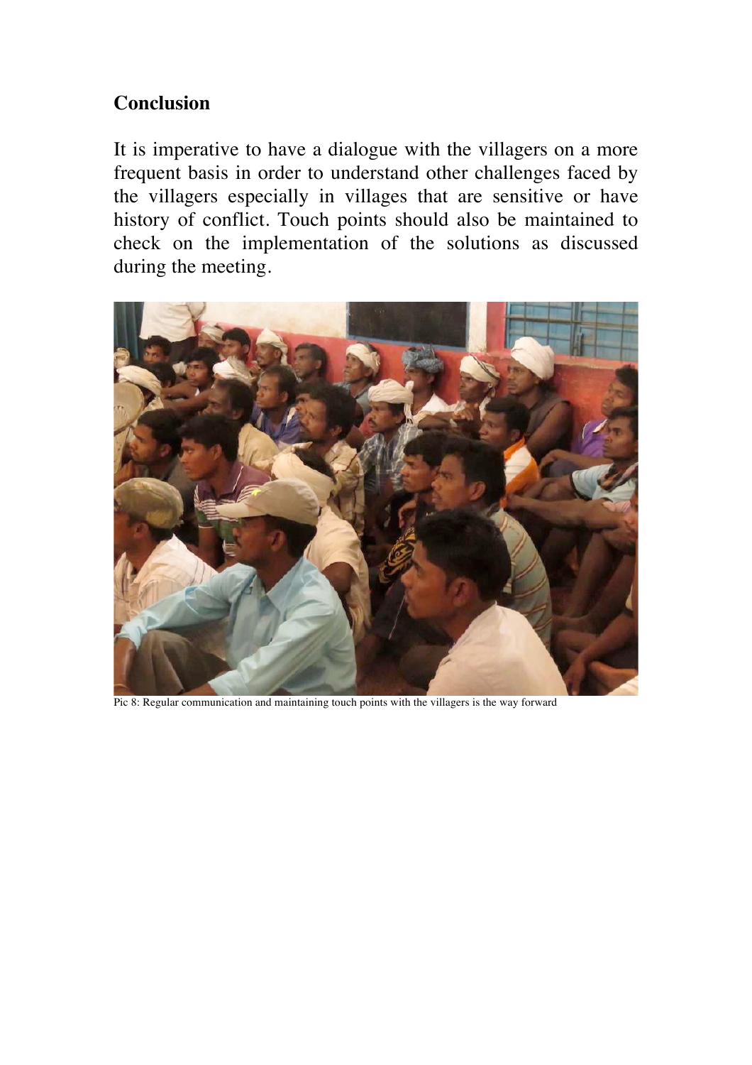## Conclusion

It is imperative to have a dialogue with the villagers on a more frequent basis in order to understand other challenges faced by the villagers especially in villages that are sensitive or have history of conflict. Touch points should also be maintained to check on the implementation of the solutions as discussed during the meeting.

Pic 8: Regular communication and maintaining touch points with the villagers is the way forward